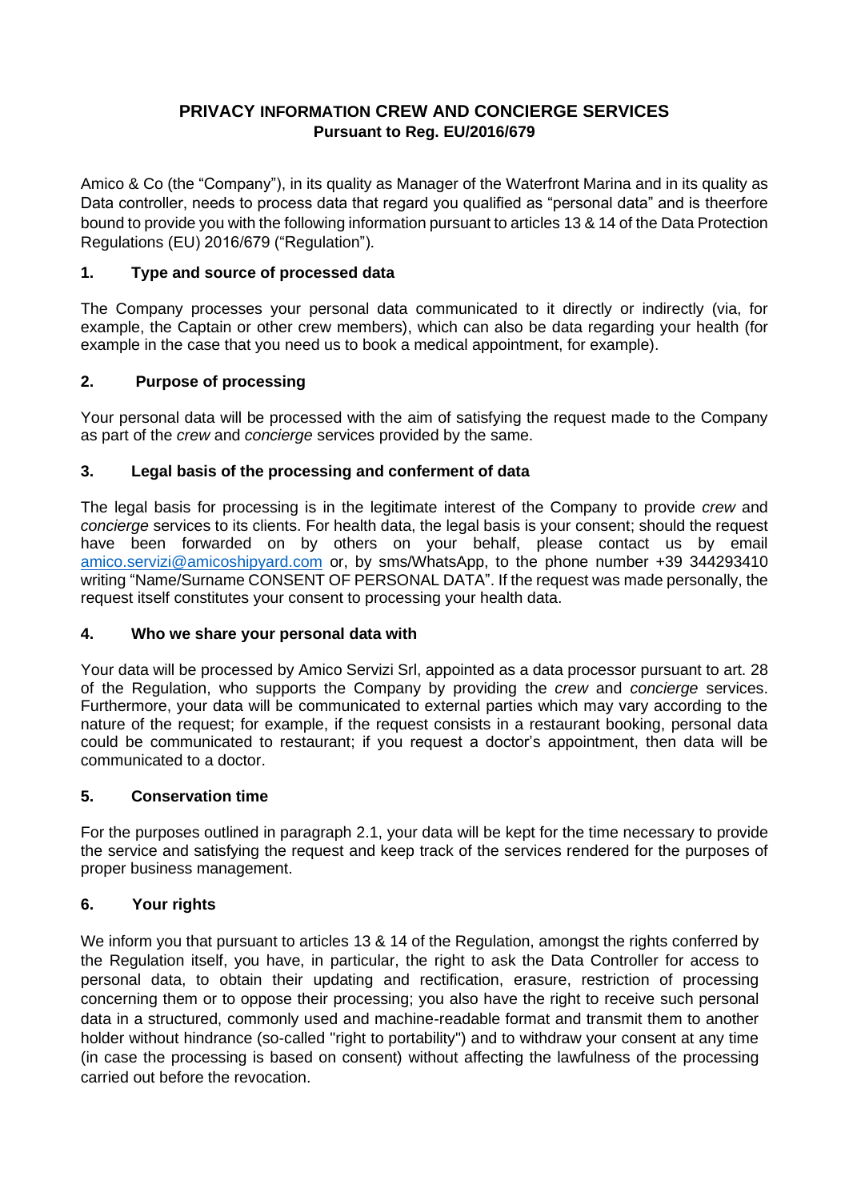# PRIVACY INFORMATION CREW AND CONCIERGE SERVICES
**Pursuant to Reg. EU/2016/679**

Amico & Co (the "Company"), in its quality as Manager of the Waterfront Marina and in its quality as Data controller, needs to process data that regard you qualified as "personal data" and is theerfore bound to provide you with the following information pursuant to articles 13 & 14 of the Data Protection Regulations (EU) 2016/679 ("Regulation").

## 1. Type and source of processed data

The Company processes your personal data communicated to it directly or indirectly (via, for example, the Captain or other crew members), which can also be data regarding your health (for example in the case that you need us to book a medical appointment, for example).

## 2. Purpose of processing

Your personal data will be processed with the aim of satisfying the request made to the Company as part of the *crew* and *concierge* services provided by the same.

## 3. Legal basis of the processing and conferment of data

The legal basis for processing is in the legitimate interest of the Company to provide *crew* and *concierge* services to its clients. For health data, the legal basis is your consent; should the request have been forwarded on by others on your behalf, please contact us by email amico.servizi@amicoshipyard.com or, by sms/WhatsApp, to the phone number +39 344293410 writing "Name/Surname CONSENT OF PERSONAL DATA". If the request was made personally, the request itself constitutes your consent to processing your health data.

## 4. Who we share your personal data with

Your data will be processed by Amico Servizi Srl, appointed as a data processor pursuant to art. 28 of the Regulation, who supports the Company by providing the *crew* and *concierge* services. Furthermore, your data will be communicated to external parties which may vary according to the nature of the request; for example, if the request consists in a restaurant booking, personal data could be communicated to restaurant; if you request a doctor's appointment, then data will be communicated to a doctor.

## 5. Conservation time

For the purposes outlined in paragraph 2.1, your data will be kept for the time necessary to provide the service and satisfying the request and keep track of the services rendered for the purposes of proper business management.

## 6. Your rights

We inform you that pursuant to articles 13 & 14 of the Regulation, amongst the rights conferred by the Regulation itself, you have, in particular, the right to ask the Data Controller for access to personal data, to obtain their updating and rectification, erasure, restriction of processing concerning them or to oppose their processing; you also have the right to receive such personal data in a structured, commonly used and machine-readable format and transmit them to another holder without hindrance (so-called "right to portability") and to withdraw your consent at any time (in case the processing is based on consent) without affecting the lawfulness of the processing carried out before the revocation.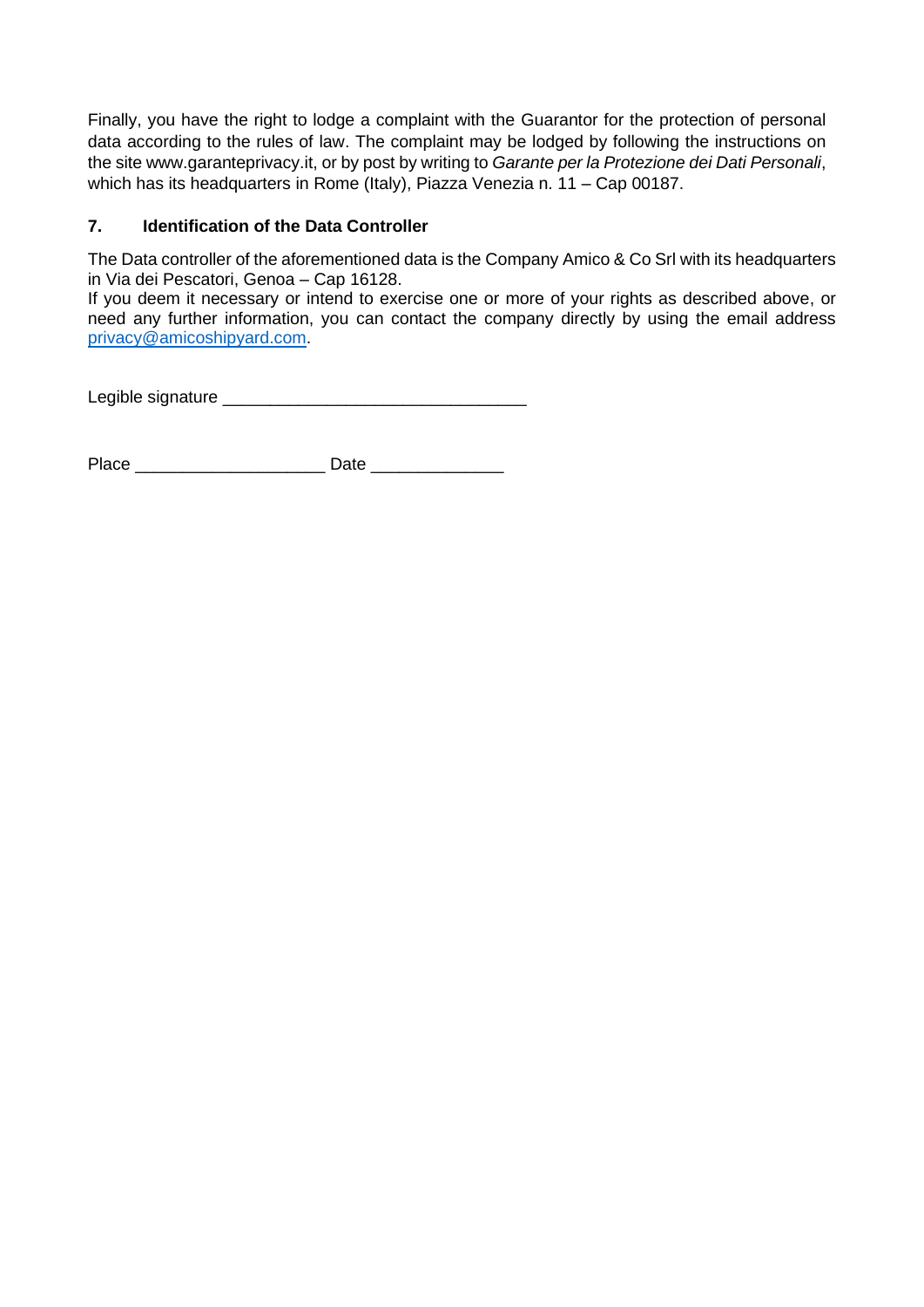Finally, you have the right to lodge a complaint with the Guarantor for the protection of personal data according to the rules of law. The complaint may be lodged by following the instructions on the site www.garanteprivacy.it, or by post by writing to *Garante per la Protezione dei Dati Personali*, which has its headquarters in Rome (Italy), Piazza Venezia n. 11 – Cap 00187.

## 7. Identification of the Data Controller

The Data controller of the aforementioned data is the Company Amico & Co Srl with its headquarters in Via dei Pescatori, Genoa – Cap 16128.
If you deem it necessary or intend to exercise one or more of your rights as described above, or need any further information, you can contact the company directly by using the email address privacy@amicoshipyard.com.

Legible signature ________________________________

Place ____________________ Date ______________